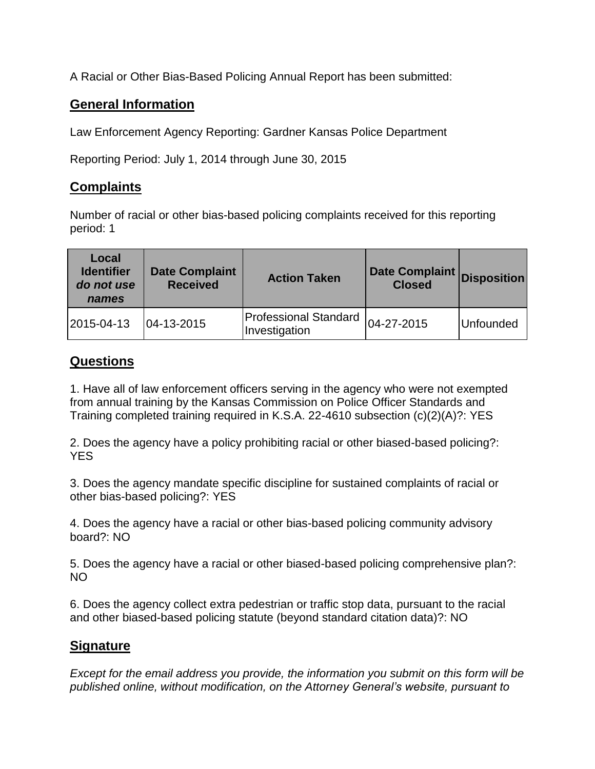A Racial or Other Bias-Based Policing Annual Report has been submitted:

## General Information

Law Enforcement Agency Reporting: Gardner Kansas Police Department

Reporting Period: July 1, 2014 through June 30, 2015

## Complaints

Number of racial or other bias-based policing complaints received for this reporting period: 1

| Local Identifier *do not use names* | Date Complaint Received | Action Taken | Date Complaint Closed | Disposition |
|---|---|---|---|---|
| 2015-04-13 | 04-13-2015 | Professional Standard Investigation | 04-27-2015 | Unfounded |

## Questions

1. Have all of law enforcement officers serving in the agency who were not exempted from annual training by the Kansas Commission on Police Officer Standards and Training completed training required in K.S.A. 22-4610 subsection (c)(2)(A)?: YES

2. Does the agency have a policy prohibiting racial or other biased-based policing?: YES

3. Does the agency mandate specific discipline for sustained complaints of racial or other bias-based policing?: YES

4. Does the agency have a racial or other bias-based policing community advisory board?: NO

5. Does the agency have a racial or other biased-based policing comprehensive plan?: NO

6. Does the agency collect extra pedestrian or traffic stop data, pursuant to the racial and other biased-based policing statute (beyond standard citation data)?: NO

## Signature

*Except for the email address you provide, the information you submit on this form will be published online, without modification, on the Attorney General's website, pursuant to*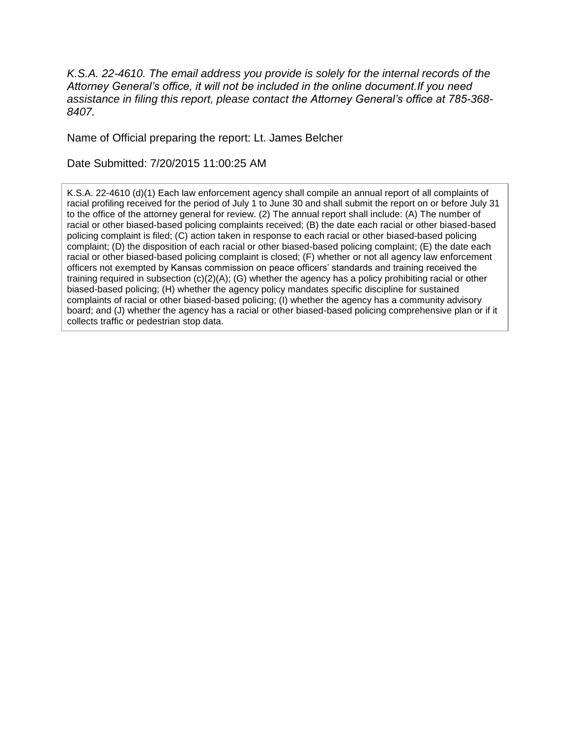*K.S.A. 22-4610. The email address you provide is solely for the internal records of the Attorney General's office, it will not be included in the online document.If you need assistance in filing this report, please contact the Attorney General's office at 785-368-8407.*

Name of Official preparing the report: Lt. James Belcher

Date Submitted: 7/20/2015 11:00:25 AM

K.S.A. 22-4610 (d)(1) Each law enforcement agency shall compile an annual report of all complaints of racial profiling received for the period of July 1 to June 30 and shall submit the report on or before July 31 to the office of the attorney general for review. (2) The annual report shall include: (A) The number of racial or other biased-based policing complaints received; (B) the date each racial or other biased-based policing complaint is filed; (C) action taken in response to each racial or other biased-based policing complaint; (D) the disposition of each racial or other biased-based policing complaint; (E) the date each racial or other biased-based policing complaint is closed; (F) whether or not all agency law enforcement officers not exempted by Kansas commission on peace officers' standards and training received the training required in subsection (c)(2)(A); (G) whether the agency has a policy prohibiting racial or other biased-based policing; (H) whether the agency policy mandates specific discipline for sustained complaints of racial or other biased-based policing; (I) whether the agency has a community advisory board; and (J) whether the agency has a racial or other biased-based policing comprehensive plan or if it collects traffic or pedestrian stop data.